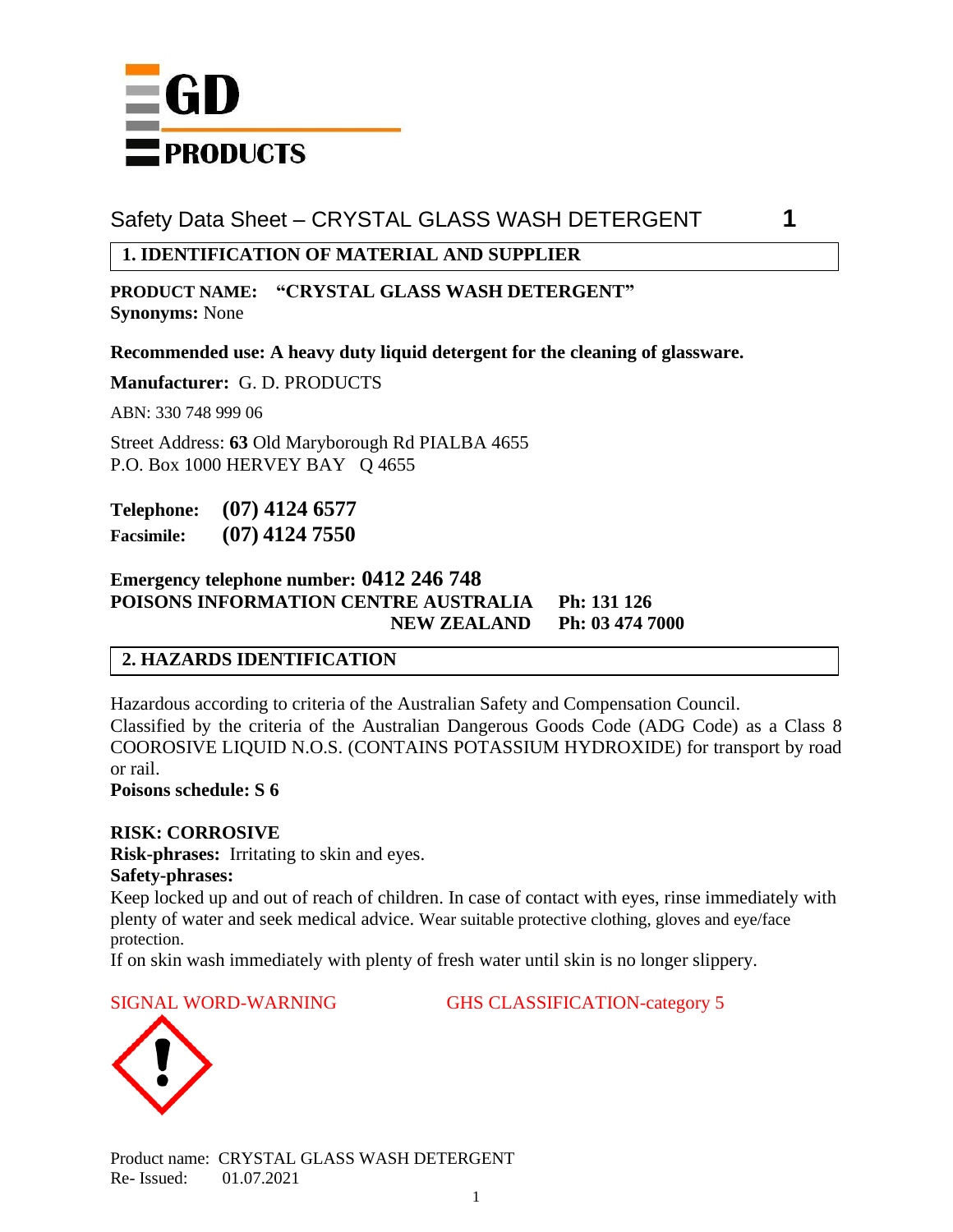GD PRODUCTS

# Safety Data Sheet – CRYSTAL GLASS WASH DETERGENT

## 1. IDENTIFICATION OF MATERIAL AND SUPPLIER

**PRODUCT NAME: "CRYSTAL GLASS WASH DETERGENT"**
**Synonyms:** None

**Recommended use: A heavy duty liquid detergent for the cleaning of glassware.**

**Manufacturer:** G. D. PRODUCTS

ABN: 330 748 999 06

Street Address: **63** Old Maryborough Rd PIALBA 4655
P.O. Box 1000 HERVEY BAY Q 4655

**Telephone: (07) 4124 6577**
**Facsimile: (07) 4124 7550**

**Emergency telephone number: 0412 246 748**
**POISONS INFORMATION CENTRE AUSTRALIA Ph: 131 126**
**NEW ZEALAND Ph: 03 474 7000**

## 2. HAZARDS IDENTIFICATION

Hazardous according to criteria of the Australian Safety and Compensation Council.
Classified by the criteria of the Australian Dangerous Goods Code (ADG Code) as a Class 8 COOROSIVE LIQUID N.O.S. (CONTAINS POTASSIUM HYDROXIDE) for transport by road or rail.
**Poisons schedule: S 6**

**RISK: CORROSIVE**
**Risk-phrases:** Irritating to skin and eyes.
**Safety-phrases:**
Keep locked up and out of reach of children. In case of contact with eyes, rinse immediately with plenty of water and seek medical advice. Wear suitable protective clothing, gloves and eye/face protection.
If on skin wash immediately with plenty of fresh water until skin is no longer slippery.

SIGNAL WORD-WARNING GHS CLASSIFICATION-category 5

Product name: CRYSTAL GLASS WASH DETERGENT
Re- Issued: 01.07.2021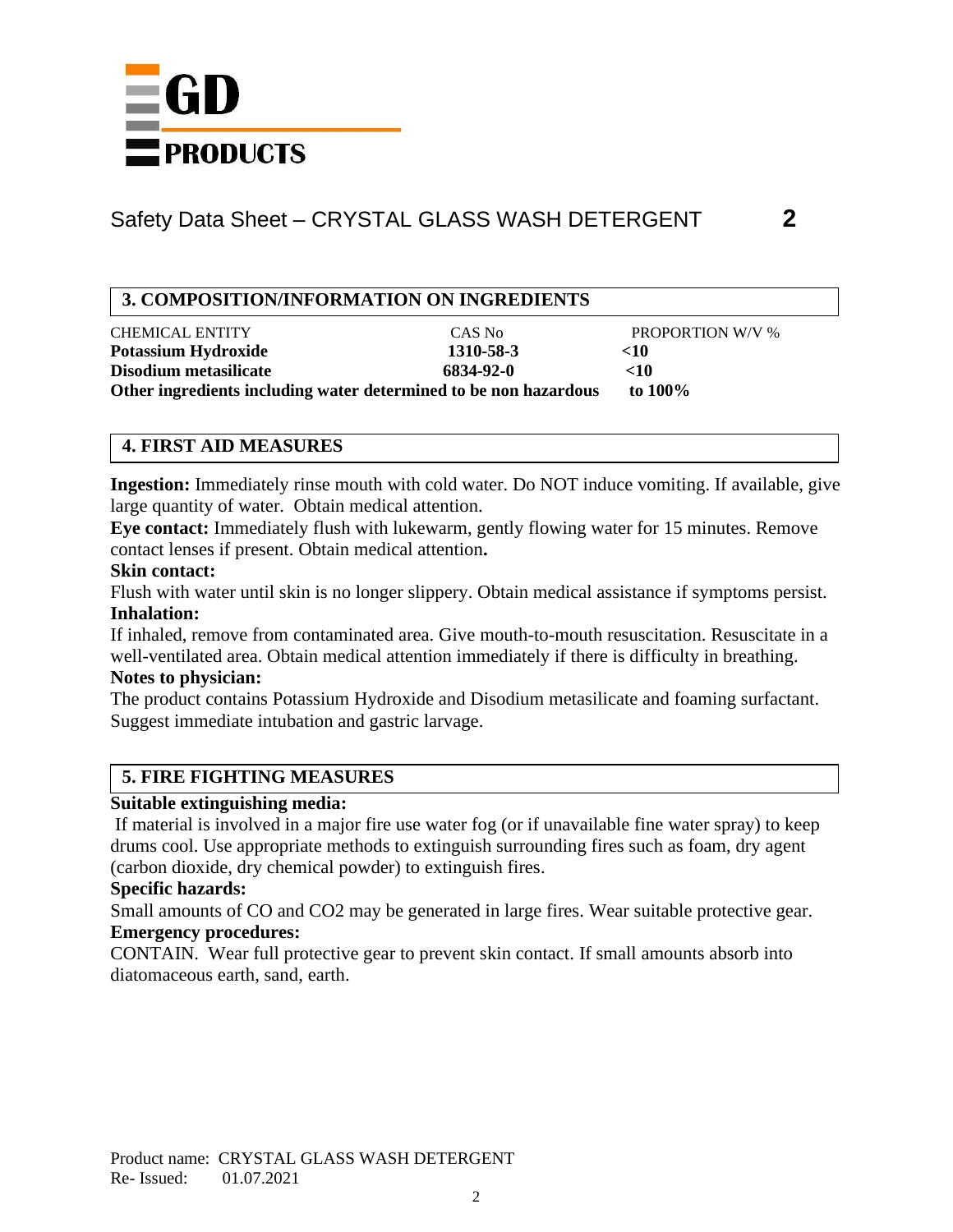# Safety Data Sheet – CRYSTAL GLASS WASH DETERGENT

## 3. COMPOSITION/INFORMATION ON INGREDIENTS

| CHEMICAL ENTITY | CAS No | PROPORTION W/V % |
|---|---|---|
| **Potassium Hydroxide** | **1310-58-3** | **<10** |
| **Disodium metasilicate** | **6834-92-0** | **<10** |
| **Other ingredients including water determined to be non hazardous** | | **to 100%** |

## 4. FIRST AID MEASURES

**Ingestion:** Immediately rinse mouth with cold water. Do NOT induce vomiting. If available, give large quantity of water. Obtain medical attention.

**Eye contact:** Immediately flush with lukewarm, gently flowing water for 15 minutes. Remove contact lenses if present. Obtain medical attention**.**

**Skin contact:**

Flush with water until skin is no longer slippery. Obtain medical assistance if symptoms persist.

**Inhalation:**

If inhaled, remove from contaminated area. Give mouth-to-mouth resuscitation. Resuscitate in a well-ventilated area. Obtain medical attention immediately if there is difficulty in breathing.

**Notes to physician:**

The product contains Potassium Hydroxide and Disodium metasilicate and foaming surfactant. Suggest immediate intubation and gastric larvage.

## 5. FIRE FIGHTING MEASURES

**Suitable extinguishing media:**

If material is involved in a major fire use water fog (or if unavailable fine water spray) to keep drums cool. Use appropriate methods to extinguish surrounding fires such as foam, dry agent (carbon dioxide, dry chemical powder) to extinguish fires.

**Specific hazards:**

Small amounts of CO and $CO_2$ may be generated in large fires. Wear suitable protective gear.

**Emergency procedures:**

CONTAIN. Wear full protective gear to prevent skin contact. If small amounts absorb into diatomaceous earth, sand, earth.

Product name: CRYSTAL GLASS WASH DETERGENT
Re- Issued: 01.07.2021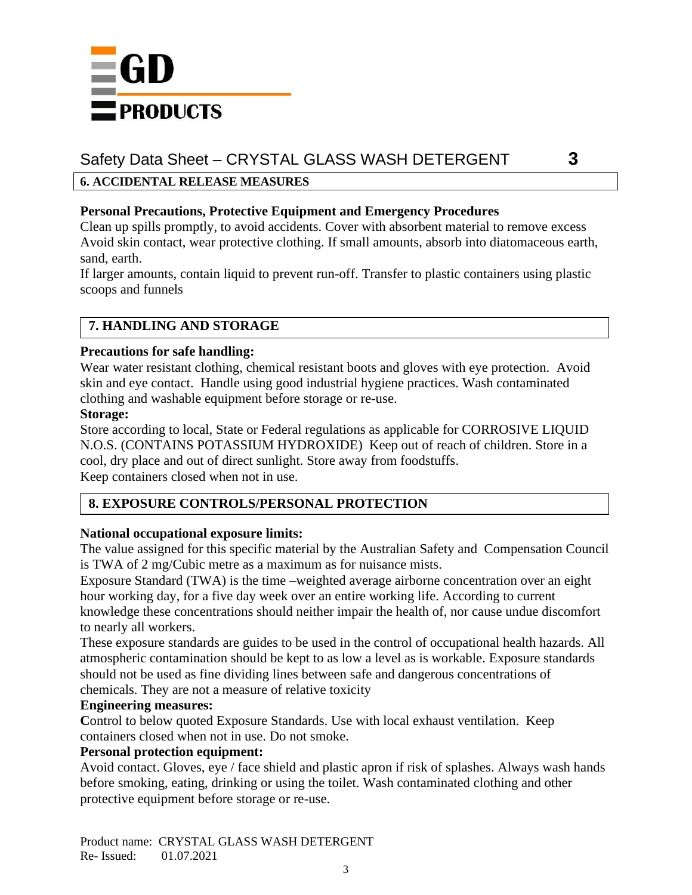## 6. ACCIDENTAL RELEASE MEASURES

**Personal Precautions, Protective Equipment and Emergency Procedures**

Clean up spills promptly, to avoid accidents. Cover with absorbent material to remove excess Avoid skin contact, wear protective clothing. If small amounts, absorb into diatomaceous earth, sand, earth.

If larger amounts, contain liquid to prevent run-off. Transfer to plastic containers using plastic scoops and funnels

## 7. HANDLING AND STORAGE

**Precautions for safe handling:**

Wear water resistant clothing, chemical resistant boots and gloves with eye protection. Avoid skin and eye contact. Handle using good industrial hygiene practices. Wash contaminated clothing and washable equipment before storage or re-use.

**Storage:**

Store according to local, State or Federal regulations as applicable for CORROSIVE LIQUID N.O.S. (CONTAINS POTASSIUM HYDROXIDE) Keep out of reach of children. Store in a cool, dry place and out of direct sunlight. Store away from foodstuffs.

Keep containers closed when not in use.

## 8. EXPOSURE CONTROLS/PERSONAL PROTECTION

**National occupational exposure limits:**

The value assigned for this specific material by the Australian Safety and Compensation Council is TWA of 2 mg/Cubic metre as a maximum as for nuisance mists.

Exposure Standard (TWA) is the time –weighted average airborne concentration over an eight hour working day, for a five day week over an entire working life. According to current knowledge these concentrations should neither impair the health of, nor cause undue discomfort to nearly all workers.

These exposure standards are guides to be used in the control of occupational health hazards. All atmospheric contamination should be kept to as low a level as is workable. Exposure standards should not be used as fine dividing lines between safe and dangerous concentrations of chemicals. They are not a measure of relative toxicity

**Engineering measures:**

**C**ontrol to below quoted Exposure Standards. Use with local exhaust ventilation. Keep containers closed when not in use. Do not smoke.

**Personal protection equipment:**

Avoid contact. Gloves, eye / face shield and plastic apron if risk of splashes. Always wash hands before smoking, eating, drinking or using the toilet. Wash contaminated clothing and other protective equipment before storage or re-use.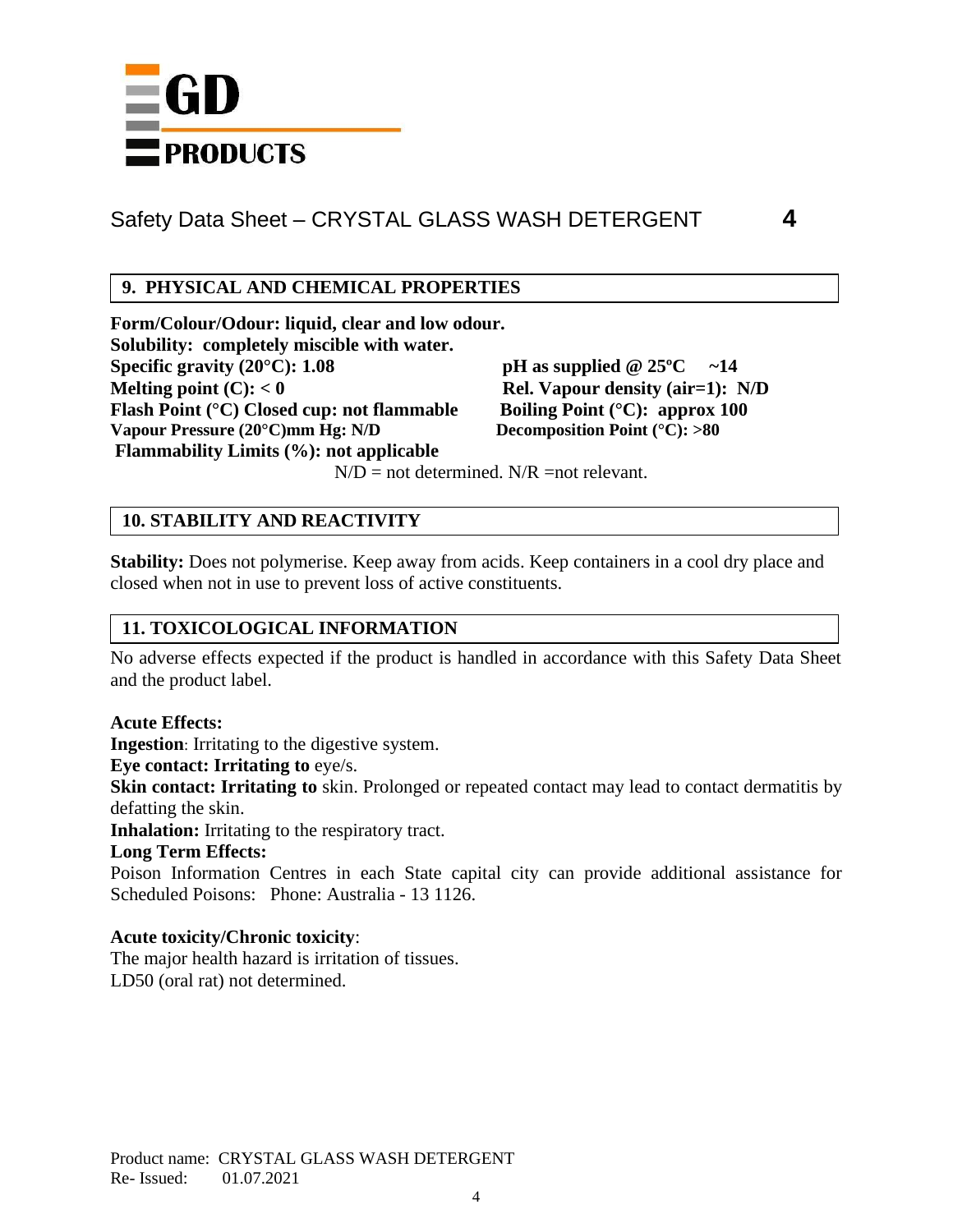## 9. PHYSICAL AND CHEMICAL PROPERTIES

**Form/Colour/Odour: liquid, clear and low odour.**
**Solubility: completely miscible with water.**
**Specific gravity (20°C): 1.08**
**pH as supplied @ 25ºC ~14**
**Melting point (C): < 0**
**Rel. Vapour density (air=1): N/D**
**Flash Point (°C) Closed cup: not flammable**
**Boiling Point (°C): approx 100**
**Vapour Pressure (20°C)mm Hg: N/D**
**Decomposition Point (°C): >80**
**Flammability Limits (%): not applicable**

N/D = not determined. N/R =not relevant.

## 10. STABILITY AND REACTIVITY

**Stability:** Does not polymerise. Keep away from acids. Keep containers in a cool dry place and closed when not in use to prevent loss of active constituents.

## 11. TOXICOLOGICAL INFORMATION

No adverse effects expected if the product is handled in accordance with this Safety Data Sheet and the product label.

**Acute Effects:**
**Ingestion**: Irritating to the digestive system.
**Eye contact: Irritating to** eye/s.
**Skin contact: Irritating to** skin. Prolonged or repeated contact may lead to contact dermatitis by defatting the skin.
**Inhalation:** Irritating to the respiratory tract.
**Long Term Effects:**
Poison Information Centres in each State capital city can provide additional assistance for Scheduled Poisons: Phone: Australia - 13 1126.

**Acute toxicity/Chronic toxicity**:
The major health hazard is irritation of tissues.
LD50 (oral rat) not determined.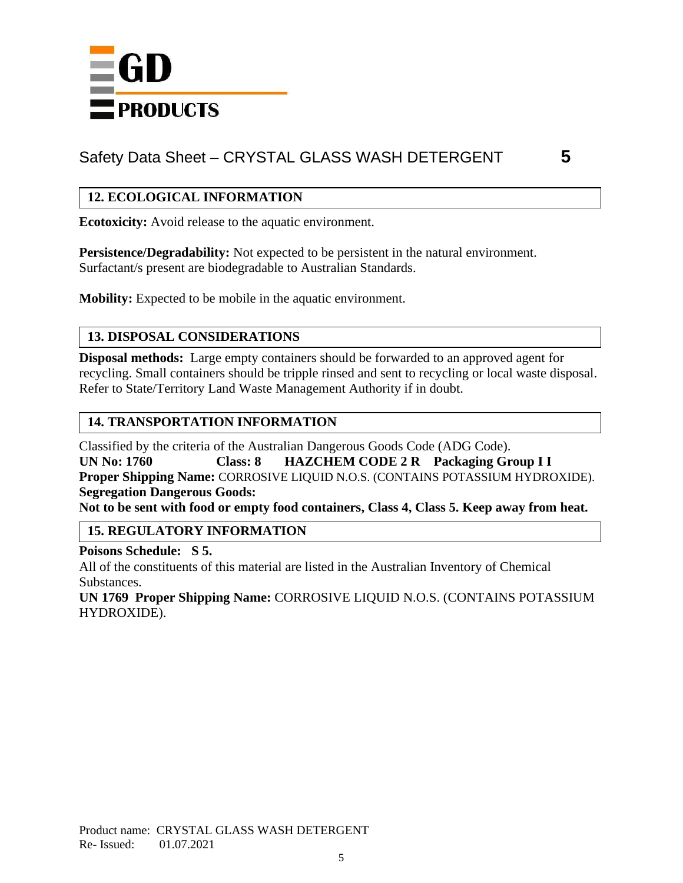# Safety Data Sheet – CRYSTAL GLASS WASH DETERGENT

## 12. ECOLOGICAL INFORMATION

**Ecotoxicity:** Avoid release to the aquatic environment.

**Persistence/Degradability:** Not expected to be persistent in the natural environment. Surfactant/s present are biodegradable to Australian Standards.

**Mobility:** Expected to be mobile in the aquatic environment.

## 13. DISPOSAL CONSIDERATIONS

**Disposal methods:** Large empty containers should be forwarded to an approved agent for recycling. Small containers should be tripple rinsed and sent to recycling or local waste disposal. Refer to State/Territory Land Waste Management Authority if in doubt.

## 14. TRANSPORTATION INFORMATION

Classified by the criteria of the Australian Dangerous Goods Code (ADG Code).

**UN No: 1760    Class: 8    HAZCHEM CODE 2 R    Packaging Group I I**

**Proper Shipping Name:** CORROSIVE LIQUID N.O.S. (CONTAINS POTASSIUM HYDROXIDE).

**Segregation Dangerous Goods:**

**Not to be sent with food or empty food containers, Class 4, Class 5. Keep away from heat.**

## 15. REGULATORY INFORMATION

**Poisons Schedule: S 5.**

All of the constituents of this material are listed in the Australian Inventory of Chemical Substances.

**UN 1769 Proper Shipping Name:** CORROSIVE LIQUID N.O.S. (CONTAINS POTASSIUM HYDROXIDE).

Product name: CRYSTAL GLASS WASH DETERGENT
Re- Issued: 01.07.2021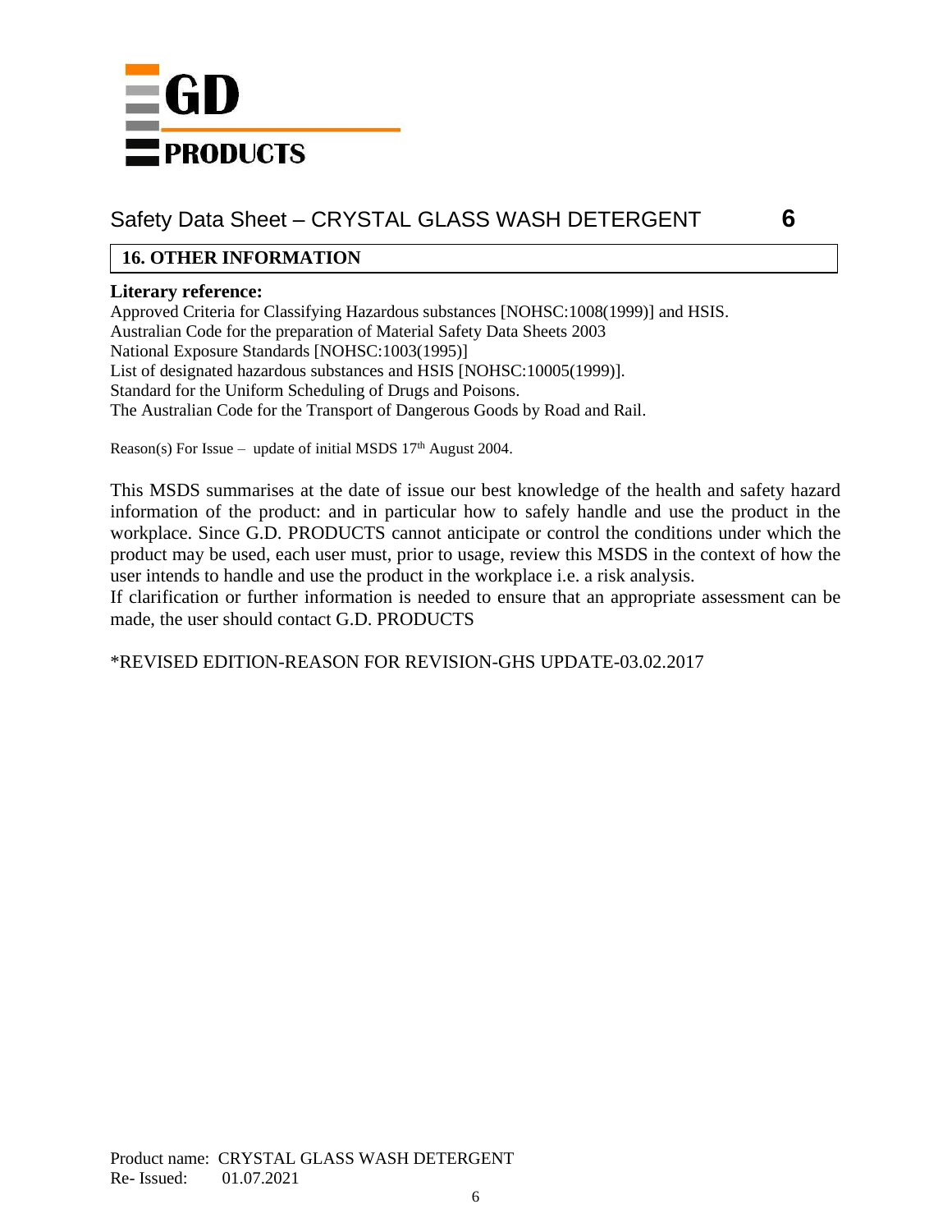## 16. OTHER INFORMATION

**Literary reference:**

Approved Criteria for Classifying Hazardous substances [NOHSC:1008(1999)] and HSIS.
Australian Code for the preparation of Material Safety Data Sheets 2003
National Exposure Standards [NOHSC:1003(1995)]
List of designated hazardous substances and HSIS [NOHSC:10005(1999)].
Standard for the Uniform Scheduling of Drugs and Poisons.
The Australian Code for the Transport of Dangerous Goods by Road and Rail.

Reason(s) For Issue – update of initial MSDS 17th August 2004.

This MSDS summarises at the date of issue our best knowledge of the health and safety hazard information of the product: and in particular how to safely handle and use the product in the workplace. Since G.D. PRODUCTS cannot anticipate or control the conditions under which the product may be used, each user must, prior to usage, review this MSDS in the context of how the user intends to handle and use the product in the workplace i.e. a risk analysis.
If clarification or further information is needed to ensure that an appropriate assessment can be made, the user should contact G.D. PRODUCTS

*REVISED EDITION-REASON FOR REVISION-GHS UPDATE-03.02.2017

Product name: CRYSTAL GLASS WASH DETERGENT
Re- Issued: 01.07.2021